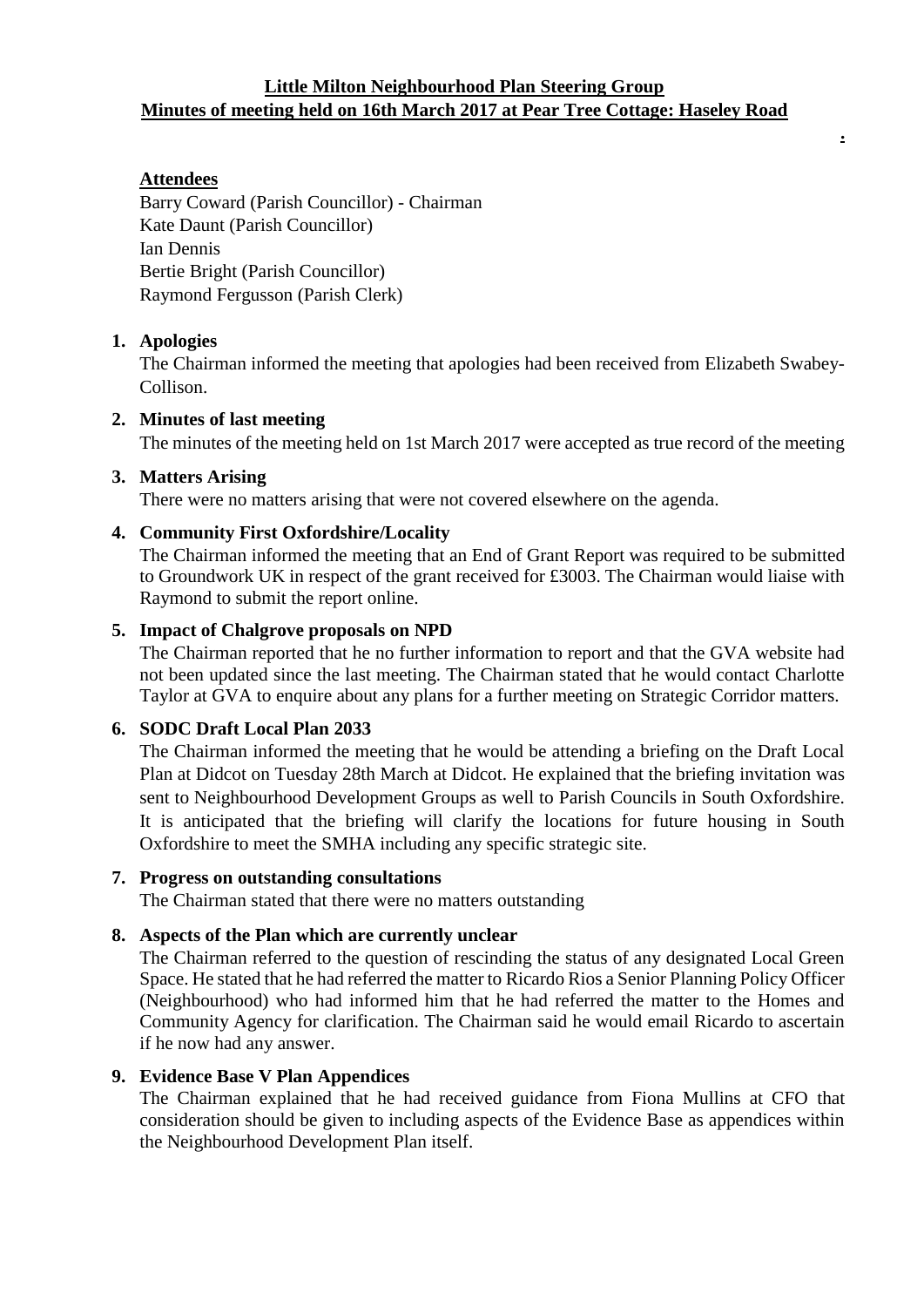**Little Milton Neighbourhood Plan Steering Group**
**Minutes of meeting held on 16th March 2017 at Pear Tree Cottage: Haseley Road**

## Attendees

Barry Coward (Parish Councillor) - Chairman
Kate Daunt (Parish Councillor)
Ian Dennis
Bertie Bright (Parish Councillor)
Raymond Fergusson (Parish Clerk)

1. **Apologies**
   The Chairman informed the meeting that apologies had been received from Elizabeth Swabey-Collison.

2. **Minutes of last meeting**
   The minutes of the meeting held on 1st March 2017 were accepted as true record of the meeting

3. **Matters Arising**
   There were no matters arising that were not covered elsewhere on the agenda.

4. **Community First Oxfordshire/Locality**
   The Chairman informed the meeting that an End of Grant Report was required to be submitted to Groundwork UK in respect of the grant received for £3003. The Chairman would liaise with Raymond to submit the report online.

5. **Impact of Chalgrove proposals on NPD**
   The Chairman reported that he no further information to report and that the GVA website had not been updated since the last meeting. The Chairman stated that he would contact Charlotte Taylor at GVA to enquire about any plans for a further meeting on Strategic Corridor matters.

6. **SODC Draft Local Plan 2033**
   The Chairman informed the meeting that he would be attending a briefing on the Draft Local Plan at Didcot on Tuesday 28th March at Didcot. He explained that the briefing invitation was sent to Neighbourhood Development Groups as well to Parish Councils in South Oxfordshire. It is anticipated that the briefing will clarify the locations for future housing in South Oxfordshire to meet the SMHA including any specific strategic site.

7. **Progress on outstanding consultations**
   The Chairman stated that there were no matters outstanding

8. **Aspects of the Plan which are currently unclear**
   The Chairman referred to the question of rescinding the status of any designated Local Green Space. He stated that he had referred the matter to Ricardo Rios a Senior Planning Policy Officer (Neighbourhood) who had informed him that he had referred the matter to the Homes and Community Agency for clarification. The Chairman said he would email Ricardo to ascertain if he now had any answer.

9. **Evidence Base V Plan Appendices**
   The Chairman explained that he had received guidance from Fiona Mullins at CFO that consideration should be given to including aspects of the Evidence Base as appendices within the Neighbourhood Development Plan itself.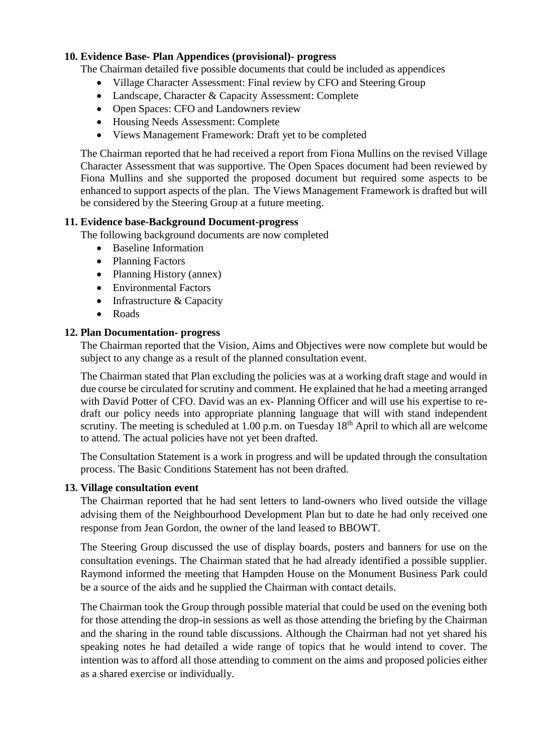**10. Evidence Base- Plan Appendices (provisional)- progress**

The Chairman detailed five possible documents that could be included as appendices

- Village Character Assessment: Final review by CFO and Steering Group
- Landscape, Character & Capacity Assessment: Complete
- Open Spaces: CFO and Landowners review
- Housing Needs Assessment: Complete
- Views Management Framework: Draft yet to be completed

The Chairman reported that he had received a report from Fiona Mullins on the revised Village Character Assessment that was supportive. The Open Spaces document had been reviewed by Fiona Mullins and she supported the proposed document but required some aspects to be enhanced to support aspects of the plan. The Views Management Framework is drafted but will be considered by the Steering Group at a future meeting.

**11. Evidence base-Background Document-progress**

The following background documents are now completed

- Baseline Information
- Planning Factors
- Planning History (annex)
- Environmental Factors
- Infrastructure & Capacity
- Roads

**12. Plan Documentation- progress**

The Chairman reported that the Vision, Aims and Objectives were now complete but would be subject to any change as a result of the planned consultation event.

The Chairman stated that Plan excluding the policies was at a working draft stage and would in due course be circulated for scrutiny and comment. He explained that he had a meeting arranged with David Potter of CFO. David was an ex- Planning Officer and will use his expertise to re-draft our policy needs into appropriate planning language that will with stand independent scrutiny. The meeting is scheduled at 1.00 p.m. on Tuesday 18th April to which all are welcome to attend. The actual policies have not yet been drafted.

The Consultation Statement is a work in progress and will be updated through the consultation process. The Basic Conditions Statement has not been drafted.

**13. Village consultation event**

The Chairman reported that he had sent letters to land-owners who lived outside the village advising them of the Neighbourhood Development Plan but to date he had only received one response from Jean Gordon, the owner of the land leased to BBOWT.

The Steering Group discussed the use of display boards, posters and banners for use on the consultation evenings. The Chairman stated that he had already identified a possible supplier. Raymond informed the meeting that Hampden House on the Monument Business Park could be a source of the aids and he supplied the Chairman with contact details.

The Chairman took the Group through possible material that could be used on the evening both for those attending the drop-in sessions as well as those attending the briefing by the Chairman and the sharing in the round table discussions. Although the Chairman had not yet shared his speaking notes he had detailed a wide range of topics that he would intend to cover. The intention was to afford all those attending to comment on the aims and proposed policies either as a shared exercise or individually.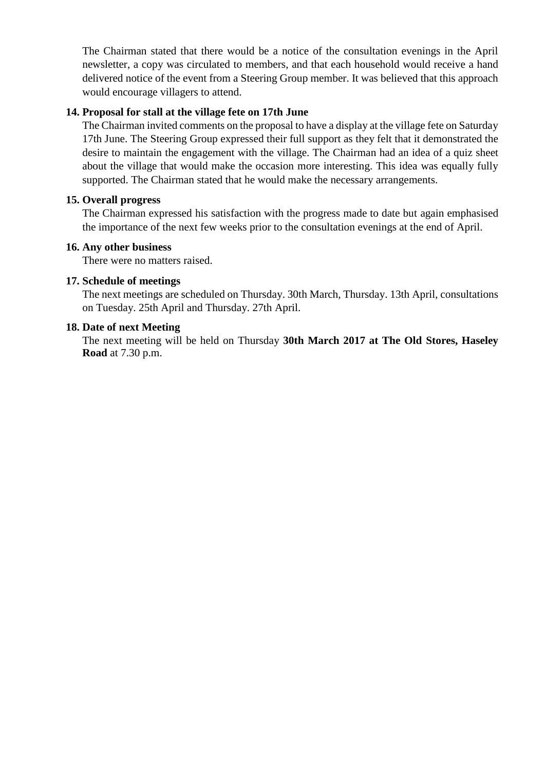The Chairman stated that there would be a notice of the consultation evenings in the April newsletter, a copy was circulated to members, and that each household would receive a hand delivered notice of the event from a Steering Group member. It was believed that this approach would encourage villagers to attend.

**14. Proposal for stall at the village fete on 17th June**

The Chairman invited comments on the proposal to have a display at the village fete on Saturday 17th June. The Steering Group expressed their full support as they felt that it demonstrated the desire to maintain the engagement with the village. The Chairman had an idea of a quiz sheet about the village that would make the occasion more interesting. This idea was equally fully supported. The Chairman stated that he would make the necessary arrangements.

**15. Overall progress**

The Chairman expressed his satisfaction with the progress made to date but again emphasised the importance of the next few weeks prior to the consultation evenings at the end of April.

**16. Any other business**

There were no matters raised.

**17. Schedule of meetings**

The next meetings are scheduled on Thursday. 30th March, Thursday. 13th April, consultations on Tuesday. 25th April and Thursday. 27th April.

**18. Date of next Meeting**

The next meeting will be held on Thursday **30th March 2017 at The Old Stores, Haseley Road** at 7.30 p.m.